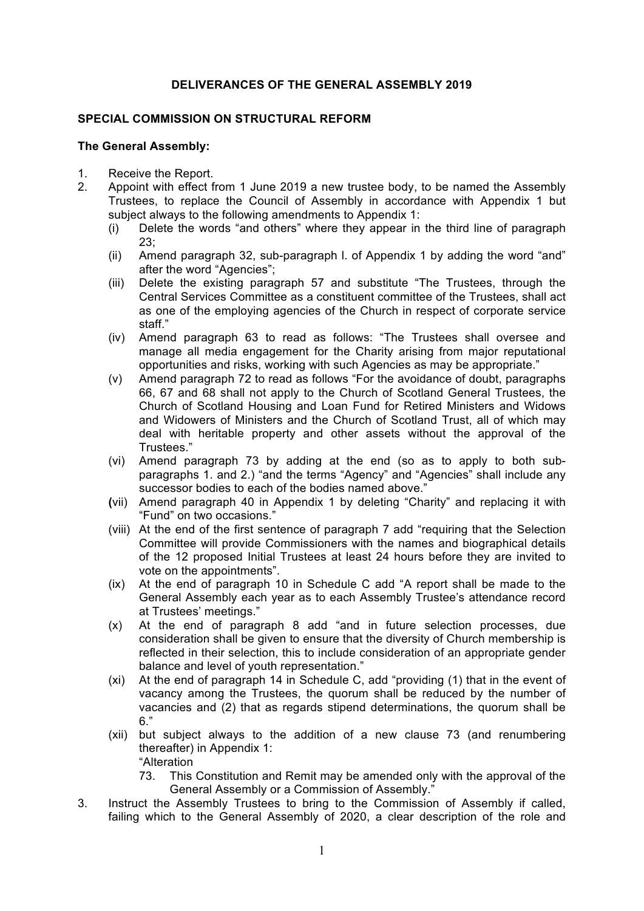**DELIVERANCES OF THE GENERAL ASSEMBLY 2019**

**SPECIAL COMMISSION ON STRUCTURAL REFORM**

**The General Assembly:**

1. Receive the Report.
2. Appoint with effect from 1 June 2019 a new trustee body, to be named the Assembly Trustees, to replace the Council of Assembly in accordance with Appendix 1 but subject always to the following amendments to Appendix 1:
   - (i) Delete the words "and others" where they appear in the third line of paragraph 23;
   - (ii) Amend paragraph 32, sub-paragraph l. of Appendix 1 by adding the word "and" after the word "Agencies";
   - (iii) Delete the existing paragraph 57 and substitute "The Trustees, through the Central Services Committee as a constituent committee of the Trustees, shall act as one of the employing agencies of the Church in respect of corporate service staff."
   - (iv) Amend paragraph 63 to read as follows: "The Trustees shall oversee and manage all media engagement for the Charity arising from major reputational opportunities and risks, working with such Agencies as may be appropriate."
   - (v) Amend paragraph 72 to read as follows "For the avoidance of doubt, paragraphs 66, 67 and 68 shall not apply to the Church of Scotland General Trustees, the Church of Scotland Housing and Loan Fund for Retired Ministers and Widows and Widowers of Ministers and the Church of Scotland Trust, all of which may deal with heritable property and other assets without the approval of the Trustees."
   - (vi) Amend paragraph 73 by adding at the end (so as to apply to both sub-paragraphs 1. and 2.) "and the terms "Agency" and "Agencies" shall include any successor bodies to each of the bodies named above."
   - (vii) Amend paragraph 40 in Appendix 1 by deleting "Charity" and replacing it with "Fund" on two occasions."
   - (viii) At the end of the first sentence of paragraph 7 add "requiring that the Selection Committee will provide Commissioners with the names and biographical details of the 12 proposed Initial Trustees at least 24 hours before they are invited to vote on the appointments".
   - (ix) At the end of paragraph 10 in Schedule C add "A report shall be made to the General Assembly each year as to each Assembly Trustee's attendance record at Trustees' meetings."
   - (x) At the end of paragraph 8 add "and in future selection processes, due consideration shall be given to ensure that the diversity of Church membership is reflected in their selection, this to include consideration of an appropriate gender balance and level of youth representation."
   - (xi) At the end of paragraph 14 in Schedule C, add "providing (1) that in the event of vacancy among the Trustees, the quorum shall be reduced by the number of vacancies and (2) that as regards stipend determinations, the quorum shall be 6."
   - (xii) but subject always to the addition of a new clause 73 (and renumbering thereafter) in Appendix 1:

     "Alteration

     73. This Constitution and Remit may be amended only with the approval of the General Assembly or a Commission of Assembly."
3. Instruct the Assembly Trustees to bring to the Commission of Assembly if called, failing which to the General Assembly of 2020, a clear description of the role and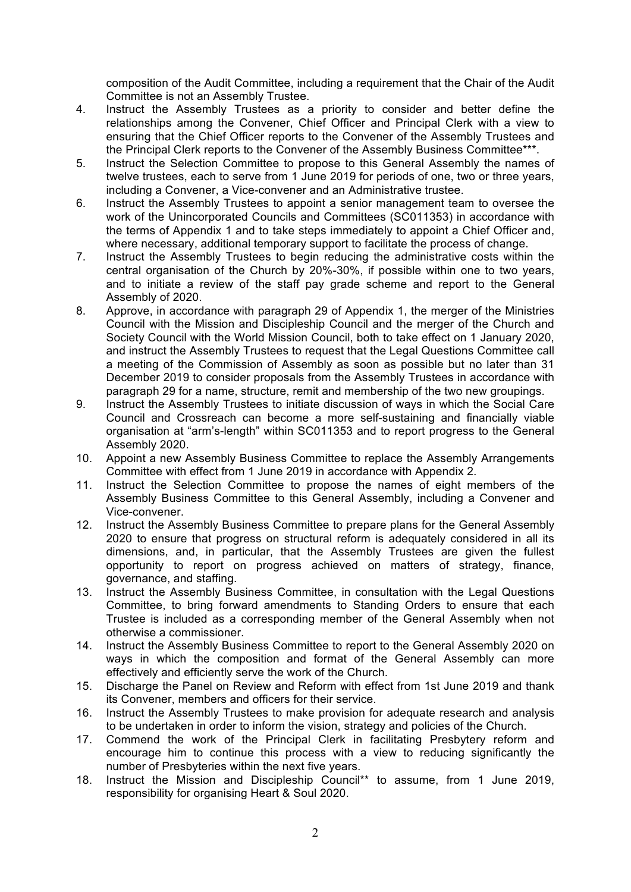composition of the Audit Committee, including a requirement that the Chair of the Audit Committee is not an Assembly Trustee.

4. Instruct the Assembly Trustees as a priority to consider and better define the relationships among the Convener, Chief Officer and Principal Clerk with a view to ensuring that the Chief Officer reports to the Convener of the Assembly Trustees and the Principal Clerk reports to the Convener of the Assembly Business Committee***.
5. Instruct the Selection Committee to propose to this General Assembly the names of twelve trustees, each to serve from 1 June 2019 for periods of one, two or three years, including a Convener, a Vice-convener and an Administrative trustee.
6. Instruct the Assembly Trustees to appoint a senior management team to oversee the work of the Unincorporated Councils and Committees (SC011353) in accordance with the terms of Appendix 1 and to take steps immediately to appoint a Chief Officer and, where necessary, additional temporary support to facilitate the process of change.
7. Instruct the Assembly Trustees to begin reducing the administrative costs within the central organisation of the Church by 20%-30%, if possible within one to two years, and to initiate a review of the staff pay grade scheme and report to the General Assembly of 2020.
8. Approve, in accordance with paragraph 29 of Appendix 1, the merger of the Ministries Council with the Mission and Discipleship Council and the merger of the Church and Society Council with the World Mission Council, both to take effect on 1 January 2020, and instruct the Assembly Trustees to request that the Legal Questions Committee call a meeting of the Commission of Assembly as soon as possible but no later than 31 December 2019 to consider proposals from the Assembly Trustees in accordance with paragraph 29 for a name, structure, remit and membership of the two new groupings.
9. Instruct the Assembly Trustees to initiate discussion of ways in which the Social Care Council and Crossreach can become a more self-sustaining and financially viable organisation at "arm's-length" within SC011353 and to report progress to the General Assembly 2020.
10. Appoint a new Assembly Business Committee to replace the Assembly Arrangements Committee with effect from 1 June 2019 in accordance with Appendix 2.
11. Instruct the Selection Committee to propose the names of eight members of the Assembly Business Committee to this General Assembly, including a Convener and Vice-convener.
12. Instruct the Assembly Business Committee to prepare plans for the General Assembly 2020 to ensure that progress on structural reform is adequately considered in all its dimensions, and, in particular, that the Assembly Trustees are given the fullest opportunity to report on progress achieved on matters of strategy, finance, governance, and staffing.
13. Instruct the Assembly Business Committee, in consultation with the Legal Questions Committee, to bring forward amendments to Standing Orders to ensure that each Trustee is included as a corresponding member of the General Assembly when not otherwise a commissioner.
14. Instruct the Assembly Business Committee to report to the General Assembly 2020 on ways in which the composition and format of the General Assembly can more effectively and efficiently serve the work of the Church.
15. Discharge the Panel on Review and Reform with effect from 1st June 2019 and thank its Convener, members and officers for their service.
16. Instruct the Assembly Trustees to make provision for adequate research and analysis to be undertaken in order to inform the vision, strategy and policies of the Church.
17. Commend the work of the Principal Clerk in facilitating Presbytery reform and encourage him to continue this process with a view to reducing significantly the number of Presbyteries within the next five years.
18. Instruct the Mission and Discipleship Council** to assume, from 1 June 2019, responsibility for organising Heart & Soul 2020.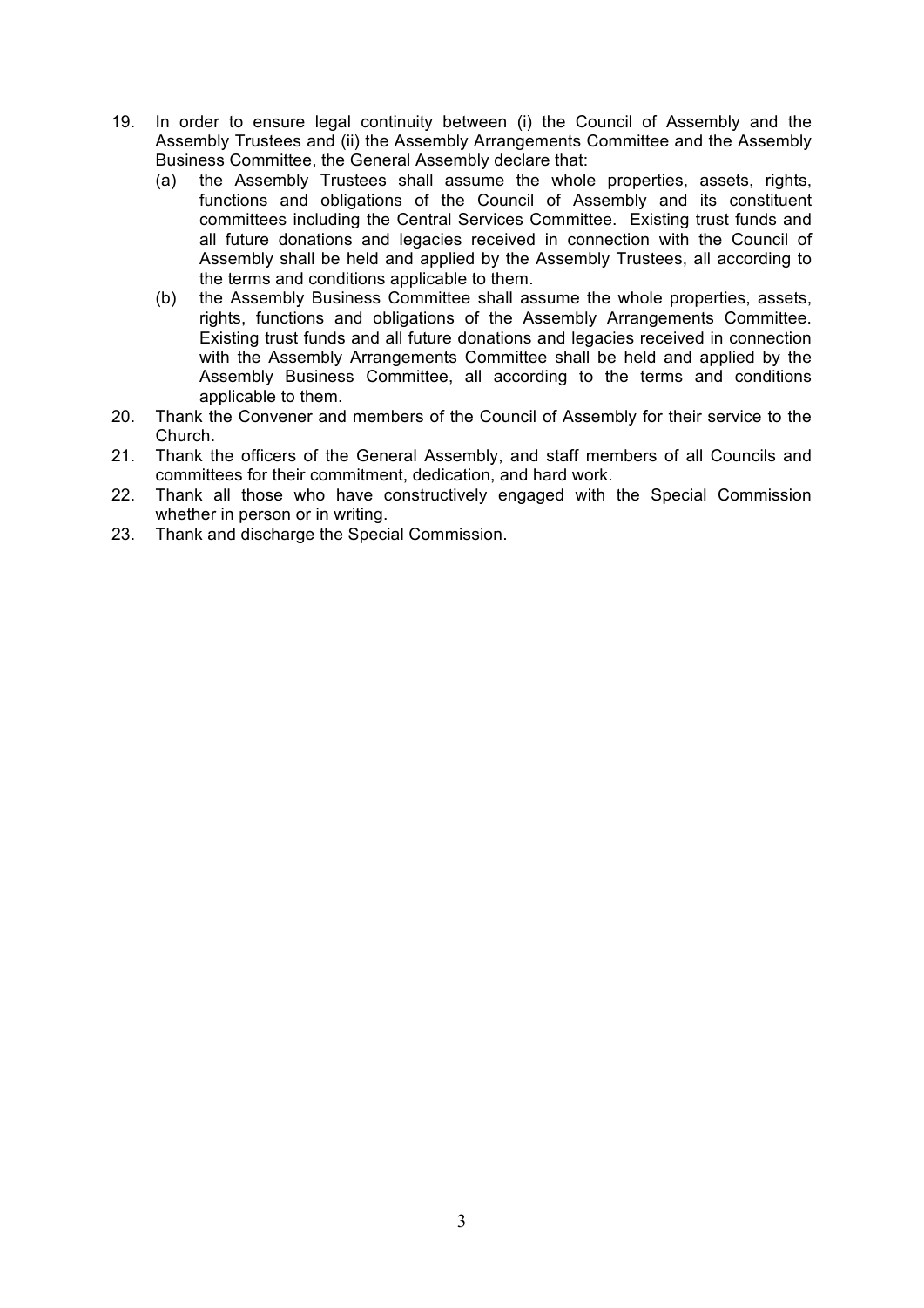19. In order to ensure legal continuity between (i) the Council of Assembly and the Assembly Trustees and (ii) the Assembly Arrangements Committee and the Assembly Business Committee, the General Assembly declare that:
    (a) the Assembly Trustees shall assume the whole properties, assets, rights, functions and obligations of the Council of Assembly and its constituent committees including the Central Services Committee. Existing trust funds and all future donations and legacies received in connection with the Council of Assembly shall be held and applied by the Assembly Trustees, all according to the terms and conditions applicable to them.
    (b) the Assembly Business Committee shall assume the whole properties, assets, rights, functions and obligations of the Assembly Arrangements Committee. Existing trust funds and all future donations and legacies received in connection with the Assembly Arrangements Committee shall be held and applied by the Assembly Business Committee, all according to the terms and conditions applicable to them.
20. Thank the Convener and members of the Council of Assembly for their service to the Church.
21. Thank the officers of the General Assembly, and staff members of all Councils and committees for their commitment, dedication, and hard work.
22. Thank all those who have constructively engaged with the Special Commission whether in person or in writing.
23. Thank and discharge the Special Commission.